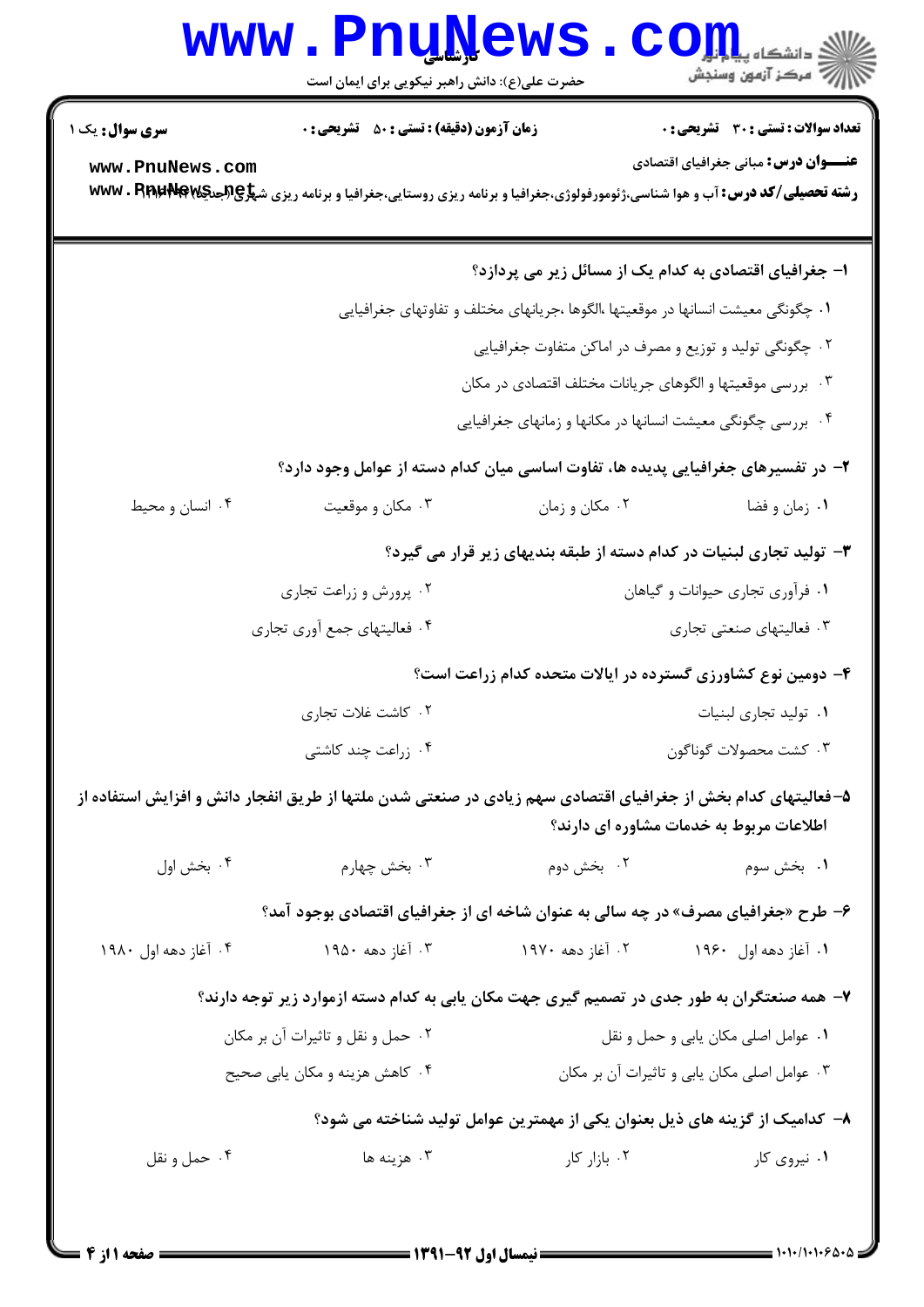**سری سوال:** یک ۱

**زمان آزمون (دقیقه) : تستی : ۵۰ تشریحی : ۰**

**تعداد سوالات : تستی : ۳۰ تشریحی : ۰**

**عنـــوان درس:** مبانی جغرافیای اقتصادی

**رشته تحصیلی/کد درس:** آب و هوا شناسی،ژئومورفولوژی،جغرافیا و برنامه ریزی روستایی،جغرافیا و برنامه ریزی شهری(جدید) ۱۲۱۶۱۲۸

---

**۱- جغرافیای اقتصادی به کدام یک از مسائل زیر می پردازد؟**

۱. چگونگی معیشت انسانها در موقعیتها ،الگوها ،جریانهای مختلف و تفاوتهای جغرافیایی

۲. چگونگی تولید و توزیع و مصرف در اماکن متفاوت جغرافیایی

۳. بررسی موقعیتها و الگوهای جریانات مختلف اقتصادی در مکان

۴. بررسی چگونگی معیشت انسانها در مکانها و زمانهای جغرافیایی

**۲- در تفسیرهای جغرافیایی پدیده ها، تفاوت اساسی میان کدام دسته از عوامل وجود دارد؟**

۱. زمان و فضا

۲. مکان و زمان

۳. مکان و موقعیت

۴. انسان و محیط

**۳- تولید تجاری لبنیات در کدام دسته از طبقه بندیهای زیر قرار می گیرد؟**

۱. فرآوری تجاری حیوانات و گیاهان

۲. پرورش و زراعت تجاری

۳. فعالیتهای صنعتی تجاری

۴. فعالیتهای جمع آوری تجاری

**۴- دومین نوع کشاورزی گسترده در ایالات متحده کدام زراعت است؟**

۱. تولید تجاری لبنیات

۲. کاشت غلات تجاری

۳. کشت محصولات گوناگون

۴. زراعت چند کاشتی

**۵-فعالیتهای کدام بخش از جغرافیای اقتصادی سهم زیادی در صنعتی شدن ملتها از طریق انفجار دانش و افزایش استفاده از اطلاعات مربوط به خدمات مشاوره ای دارند؟**

۱. بخش سوم

۲. بخش دوم

۳. بخش چهارم

۴. بخش اول

**۶- طرح «جغرافیای مصرف» در چه سالی به عنوان شاخه ای از جغرافیای اقتصادی بوجود آمد؟**

۱. آغاز دهه اول ۱۹۶۰

۲. آغاز دهه ۱۹۷۰

۳. آغاز دهه ۱۹۵۰

۴. آغاز دهه اول ۱۹۸۰

**۷- همه صنعتگران به طور جدی در تصمیم گیری جهت مکان یابی به کدام دسته ازموارد زیر توجه دارند؟**

۱. عوامل اصلی مکان یابی و حمل و نقل

۲. حمل و نقل و تاثیرات آن بر مکان

۳. عوامل اصلی مکان یابی و تاثیرات آن بر مکان

۴. کاهش هزینه و مکان یابی صحیح

**۸- کدامیک از گزینه های ذیل بعنوان یکی از مهمترین عوامل تولید شناخته می شود؟**

۱. نیروی کار

۲. بازار کار

۳. هزینه ها

۴. حمل و نقل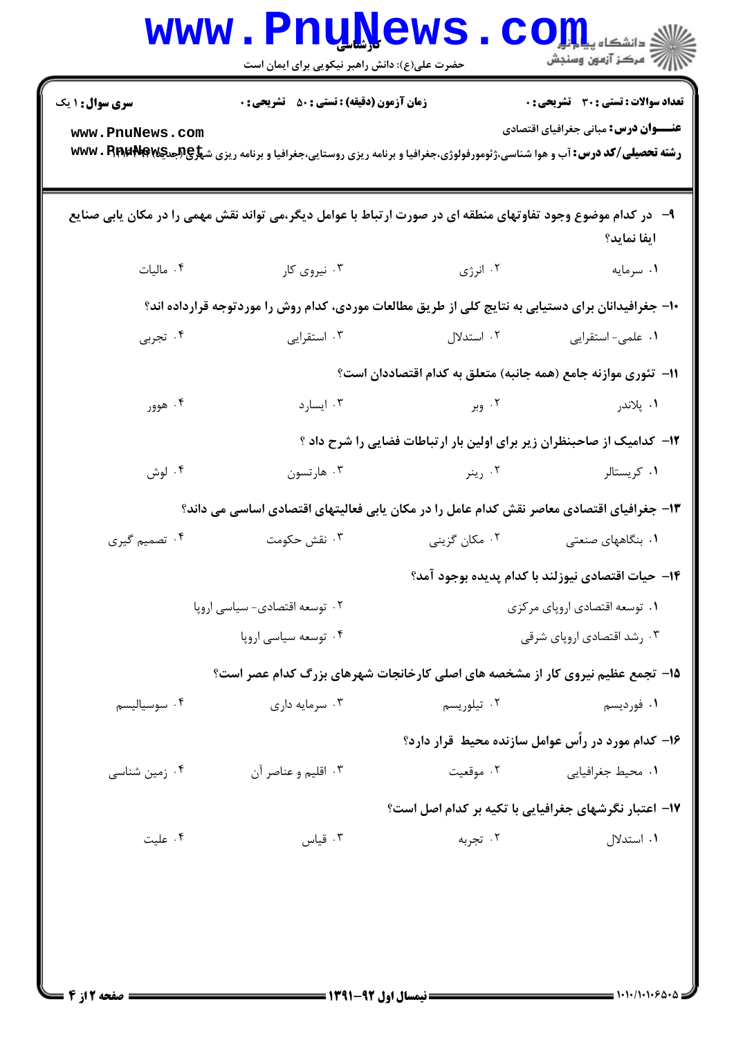**سری سوال:** ۱ یک
**زمان آزمون (دقیقه) : تستی :** ۵۰ **تشریحی :** ۰
**تعداد سوالات : تستی :** ۳۰ **تشریحی :** ۰

**عنـــوان درس:** مبانی جغرافیای اقتصادی

**رشته تحصیلی/کد درس:** آب و هوا شناسی،ژئومورفولوژی،جغرافیا و برنامه ریزی روستایی،جغرافیا و برنامه ریزی شهری (جدید) ۱۲۱۶۴۲۲

۹- در کدام موضوع وجود تفاوتهای منطقه ای در صورت ارتباط با عوامل دیگر،می تواند نقش مهمی را در مکان یابی صنایع ایفا نماید؟

۱. سرمایه
۲. انرژی
۳. نیروی کار
۴. مالیات

۱۰- جغرافیدانان برای دستیابی به نتایج کلی از طریق مطالعات موردی، کدام روش را موردتوجه قرارداده اند؟

۱. علمی- استقرایی
۲. استدلال
۳. استقرایی
۴. تجربی

۱۱- تئوری موازنه جامع (همه جانبه) متعلق به کدام اقتصاددان است؟

۱. پلاندر
۲. وبر
۳. ایسارد
۴. هوور

۱۲- کدامیک از صاحبنظران زیر برای اولین بار ارتباطات فضایی را شرح داد ؟

۱. کریستالر
۲. رینر
۳. هارتسون
۴. لوش

۱۳- جغرافیای اقتصادی معاصر نقش کدام عامل را در مکان یابی فعالیتهای اقتصادی اساسی می داند؟

۱. بنگاههای صنعتی
۲. مکان گزینی
۳. نقش حکومت
۴. تصمیم گیری

۱۴- حیات اقتصادی نیوزلند با کدام پدیده بوجود آمد؟

۱. توسعه اقتصادی اروپای مرکزی
۲. توسعه اقتصادی- سیاسی اروپا
۳. رشد اقتصادی اروپای شرقی
۴. توسعه سیاسی اروپا

۱۵- تجمع عظیم نیروی کار از مشخصه های اصلی کارخانجات شهرهای بزرگ کدام عصر است؟

۱. فوردیسم
۲. تیلوریسم
۳. سرمایه داری
۴. سوسیالیسم

۱۶- کدام مورد در رأس عوامل سازنده محیط قرار دارد؟

۱. محیط جغرافیایی
۲. موقعیت
۳. اقلیم و عناصر آن
۴. زمین شناسی

۱۷- اعتبار نگرشهای جغرافیایی با تکیه بر کدام اصل است؟

۱. استدلال
۲. تجربه
۳. قیاس
۴. علیت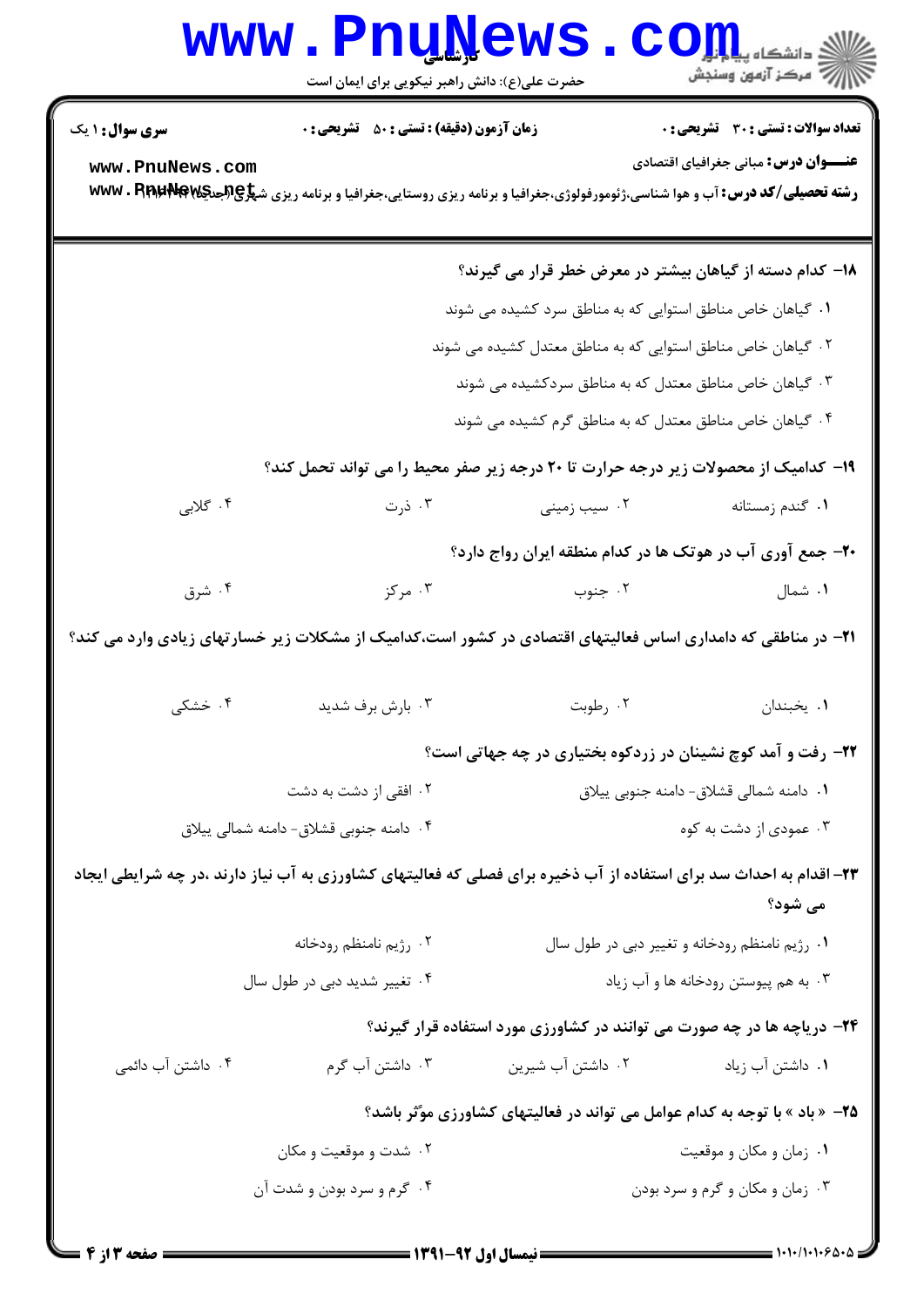۱۸- کدام دسته از گیاهان بیشتر در معرض خطر قرار می گیرند؟

۱. گیاهان خاص مناطق استوایی که به مناطق سرد کشیده می شوند

۲. گیاهان خاص مناطق استوایی که به مناطق معتدل کشیده می شوند

۳. گیاهان خاص مناطق معتدل که به مناطق سردکشیده می شوند

۴. گیاهان خاص مناطق معتدل که به مناطق گرم کشیده می شوند

۱۹- کدامیک از محصولات زیر درجه حرارت تا ۲۰ درجه زیر صفر محیط را می تواند تحمل کند؟

۱. گندم زمستانه　　۲. سیب زمینی　　۳. ذرت　　۴. گلابی

۲۰- جمع آوری آب در هوتک ها در کدام منطقه ایران رواج دارد؟

۱. شمال　　۲. جنوب　　۳. مرکز　　۴. شرق

۲۱- در مناطقی که دامداری اساس فعالیتهای اقتصادی در کشور است،کدامیک از مشکلات زیر خسارتهای زیادی وارد می کند؟

۱. یخبندان　　۲. رطوبت　　۳. بارش برف شدید　　۴. خشکی

۲۲- رفت و آمد کوچ نشینان در زردکوه بختیاری در چه جهاتی است؟

۱. دامنه شمالی قشلاق- دامنه جنوبی ییلاق

۲. افقی از دشت به دشت

۳. عمودی از دشت به کوه

۴. دامنه جنوبی قشلاق- دامنه شمالی ییلاق

۲۳- اقدام به احداث سد برای استفاده از آب ذخیره برای فصلی که فعالیتهای کشاورزی به آب نیاز دارند ،در چه شرایطی ایجاد می شود؟

۱. رژیم نامنظم رودخانه و تغییر دبی در طول سال

۲. رژیم نامنظم رودخانه

۳. به هم پیوستن رودخانه ها و آب زیاد

۴. تغییر شدید دبی در طول سال

۲۴- دریاچه ها در چه صورت می توانند در کشاورزی مورد استفاده قرار گیرند؟

۱. داشتن آب زیاد　　۲. داشتن آب شیرین　　۳. داشتن آب گرم　　۴. داشتن آب دائمی

۲۵- « باد » با توجه به کدام عوامل می تواند در فعالیتهای کشاورزی موثر باشد؟

۱. زمان و مکان و موقعیت

۲. شدت و موقعیت و مکان

۳. زمان و مکان و گرم و سرد بودن

۴. گرم و سرد بودن و شدت آن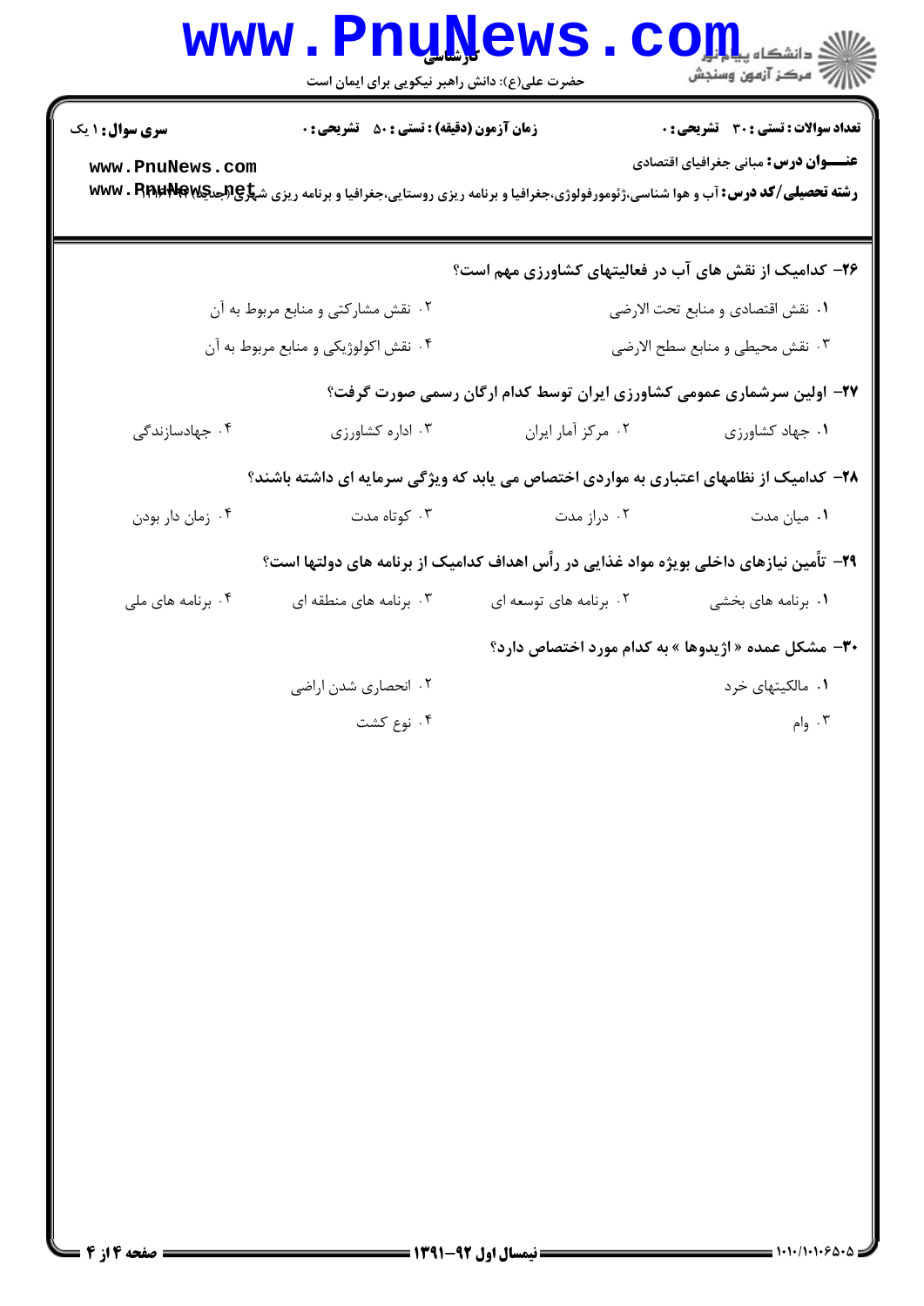**۲۶- کدامیک از نقش های آب در فعالیتهای کشاورزی مهم است؟**

۱. نقش اقتصادی و منابع تحت الارضی

۲. نقش مشارکتی و منابع مربوط به آن

۳. نقش محیطی و منابع سطح الارضی

۴. نقش اکولوژیکی و منابع مربوط به آن

**۲۷- اولین سرشماری عمومی کشاورزی ایران توسط کدام ارگان رسمی صورت گرفت؟**

۱. جهاد کشاورزی

۲. مرکز آمار ایران

۳. اداره کشاورزی

۴. جهادسازندگی

**۲۸- کدامیک از نظامهای اعتباری به مواردی اختصاص می یابد که ویژگی سرمایه ای داشته باشند؟**

۱. میان مدت

۲. دراز مدت

۳. کوتاه مدت

۴. زمان دار بودن

**۲۹- تأمین نیازهای داخلی بویژه مواد غذایی در رأس اهداف کدامیک از برنامه های دولتها است؟**

۱. برنامه های بخشی

۲. برنامه های توسعه ای

۳. برنامه های منطقه ای

۴. برنامه های ملی

**۳۰- مشکل عمده « اژیدوها » به کدام مورد اختصاص دارد؟**

۱. مالکیتهای خرد

۲. انحصاری شدن اراضی

۳. وام

۴. نوع کشت